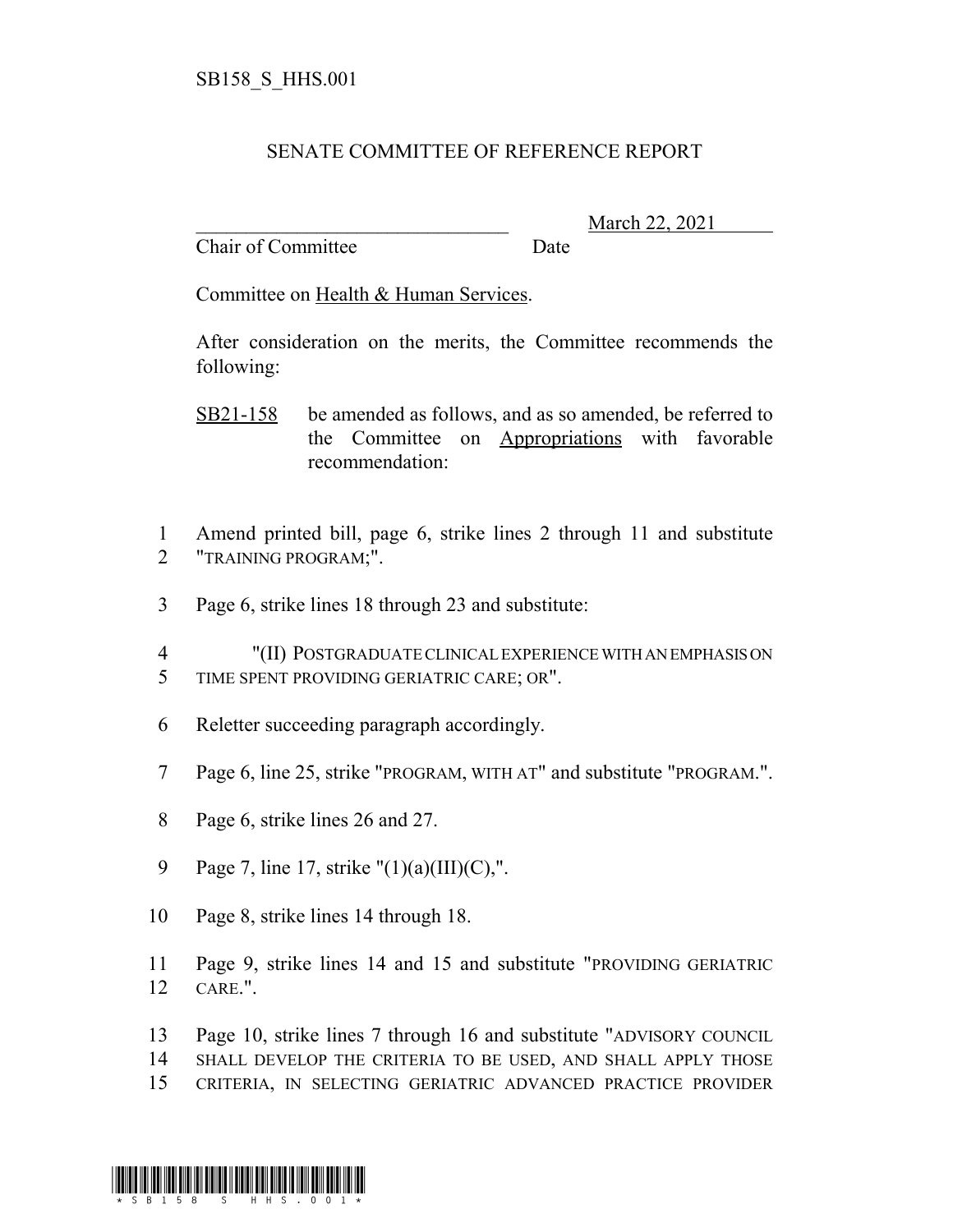SB158_S_HHS.001

# SENATE COMMITTEE OF REFERENCE REPORT

________________________________ March 22, 2021
Chair of Committee                                  Date

Committee on Health & Human Services.

After consideration on the merits, the Committee recommends the following:

SB21-158 be amended as follows, and as so amended, be referred to the Committee on Appropriations with favorable recommendation:

1 Amend printed bill, page 6, strike lines 2 through 11 and substitute
2 "TRAINING PROGRAM;".

3 Page 6, strike lines 18 through 23 and substitute:

4 "(II) POSTGRADUATE CLINICAL EXPERIENCE WITH AN EMPHASIS ON
5 TIME SPENT PROVIDING GERIATRIC CARE; OR".

6 Reletter succeeding paragraph accordingly.

7 Page 6, line 25, strike "PROGRAM, WITH AT" and substitute "PROGRAM.".

8 Page 6, strike lines 26 and 27.

9 Page 7, line 17, strike "(1)(a)(III)(C),".

10 Page 8, strike lines 14 through 18.

11 Page 9, strike lines 14 and 15 and substitute "PROVIDING GERIATRIC
12 CARE.".

13 Page 10, strike lines 7 through 16 and substitute "ADVISORY COUNCIL
14 SHALL DEVELOP THE CRITERIA TO BE USED, AND SHALL APPLY THOSE
15 CRITERIA, IN SELECTING GERIATRIC ADVANCED PRACTICE PROVIDER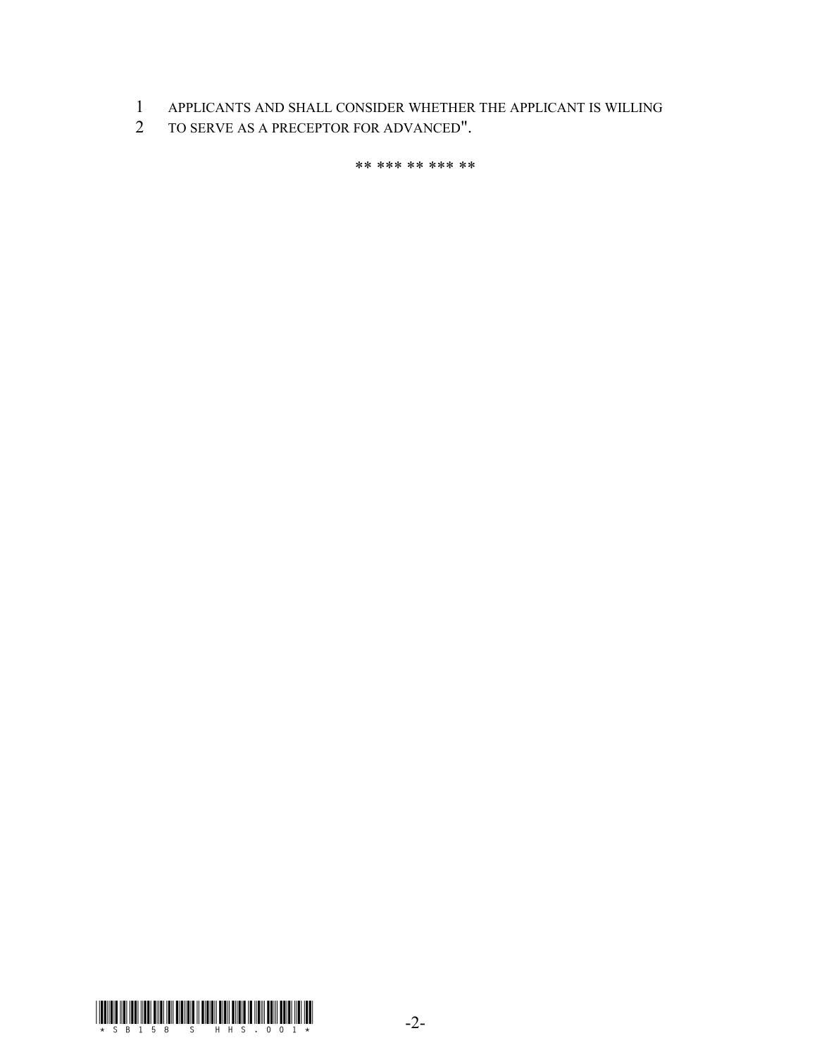1 APPLICANTS AND SHALL CONSIDER WHETHER THE APPLICANT IS WILLING
2 TO SERVE AS A PRECEPTOR FOR ADVANCED".

** *** ** *** **